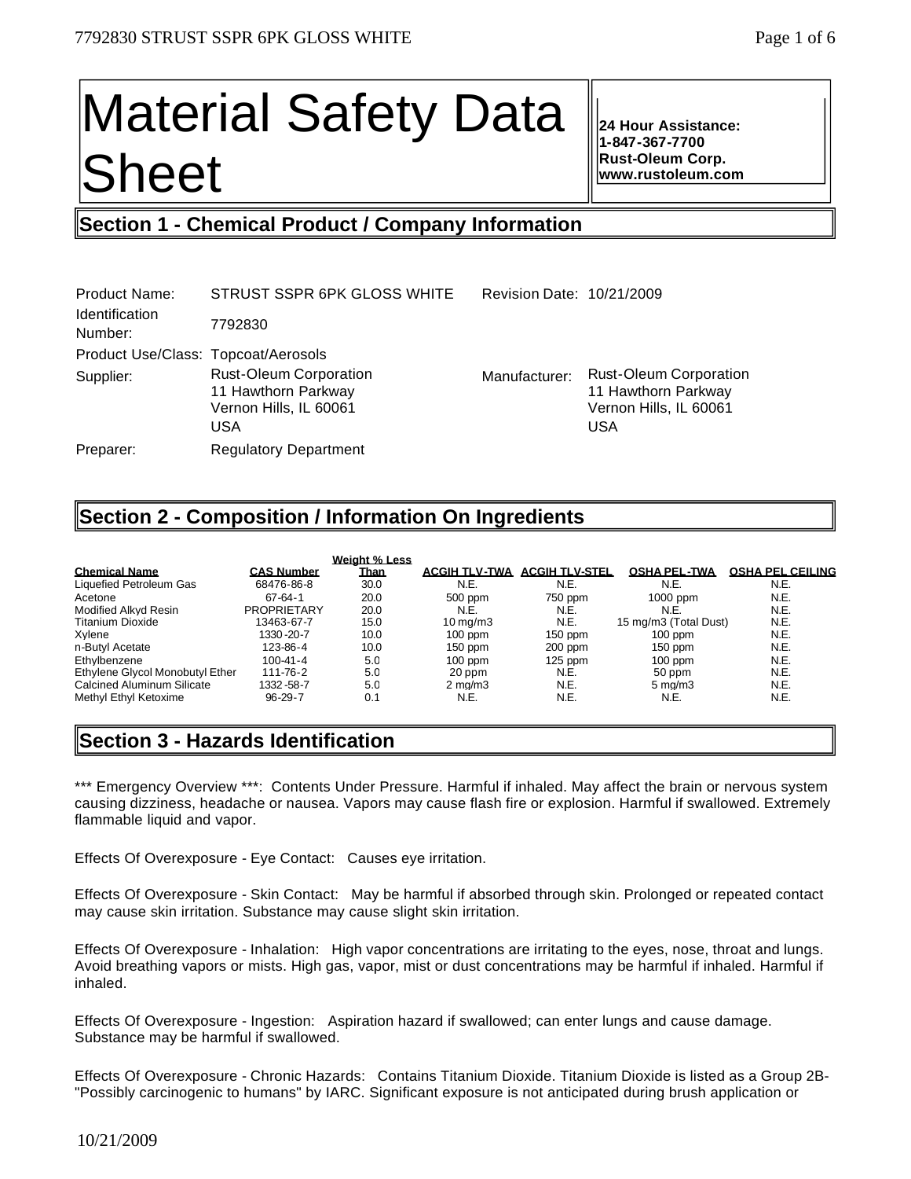# Material Safety Data Sheet

**24 Hour Assistance:**
**1-847-367-7700**
**Rust-Oleum Corp.**
**www.rustoleum.com**

## Section 1 - Chemical Product / Company Information

| | | | |
|---|---|---|---|
| Product Name: | STRUST SSPR 6PK GLOSS WHITE | Revision Date: | 10/21/2009 |
| Identification Number: | 7792830 | | |
| Product Use/Class: | Topcoat/Aerosols | | |
| Supplier: | Rust-Oleum Corporation<br>11 Hawthorn Parkway<br>Vernon Hills, IL 60061<br>USA | Manufacturer: | Rust-Oleum Corporation<br>11 Hawthorn Parkway<br>Vernon Hills, IL 60061<br>USA |
| Preparer: | Regulatory Department | | |

## Section 2 - Composition / Information On Ingredients

| Chemical Name | CAS Number | Weight % Less Than | ACGIH TLV-TWA | ACGIH TLV-STEL | OSHA PEL-TWA | OSHA PEL CEILING |
|---|---|---|---|---|---|---|
| Liquefied Petroleum Gas | 68476-86-8 | 30.0 | N.E. | N.E. | N.E. | N.E. |
| Acetone | 67-64-1 | 20.0 | 500 ppm | 750 ppm | 1000 ppm | N.E. |
| Modified Alkyd Resin | PROPRIETARY | 20.0 | N.E. | N.E. | N.E. | N.E. |
| Titanium Dioxide | 13463-67-7 | 15.0 | 10 mg/m3 | N.E. | 15 mg/m3 (Total Dust) | N.E. |
| Xylene | 1330-20-7 | 10.0 | 100 ppm | 150 ppm | 100 ppm | N.E. |
| n-Butyl Acetate | 123-86-4 | 10.0 | 150 ppm | 200 ppm | 150 ppm | N.E. |
| Ethylbenzene | 100-41-4 | 5.0 | 100 ppm | 125 ppm | 100 ppm | N.E. |
| Ethylene Glycol Monobutyl Ether | 111-76-2 | 5.0 | 20 ppm | N.E. | 50 ppm | N.E. |
| Calcined Aluminum Silicate | 1332-58-7 | 5.0 | 2 mg/m3 | N.E. | 5 mg/m3 | N.E. |
| Methyl Ethyl Ketoxime | 96-29-7 | 0.1 | N.E. | N.E. | N.E. | N.E. |

## Section 3 - Hazards Identification

*** Emergency Overview ***: Contents Under Pressure. Harmful if inhaled. May affect the brain or nervous system causing dizziness, headache or nausea. Vapors may cause flash fire or explosion. Harmful if swallowed. Extremely flammable liquid and vapor.

Effects Of Overexposure - Eye Contact: Causes eye irritation.

Effects Of Overexposure - Skin Contact: May be harmful if absorbed through skin. Prolonged or repeated contact may cause skin irritation. Substance may cause slight skin irritation.

Effects Of Overexposure - Inhalation: High vapor concentrations are irritating to the eyes, nose, throat and lungs. Avoid breathing vapors or mists. High gas, vapor, mist or dust concentrations may be harmful if inhaled. Harmful if inhaled.

Effects Of Overexposure - Ingestion: Aspiration hazard if swallowed; can enter lungs and cause damage. Substance may be harmful if swallowed.

Effects Of Overexposure - Chronic Hazards: Contains Titanium Dioxide. Titanium Dioxide is listed as a Group 2B-"Possibly carcinogenic to humans" by IARC. Significant exposure is not anticipated during brush application or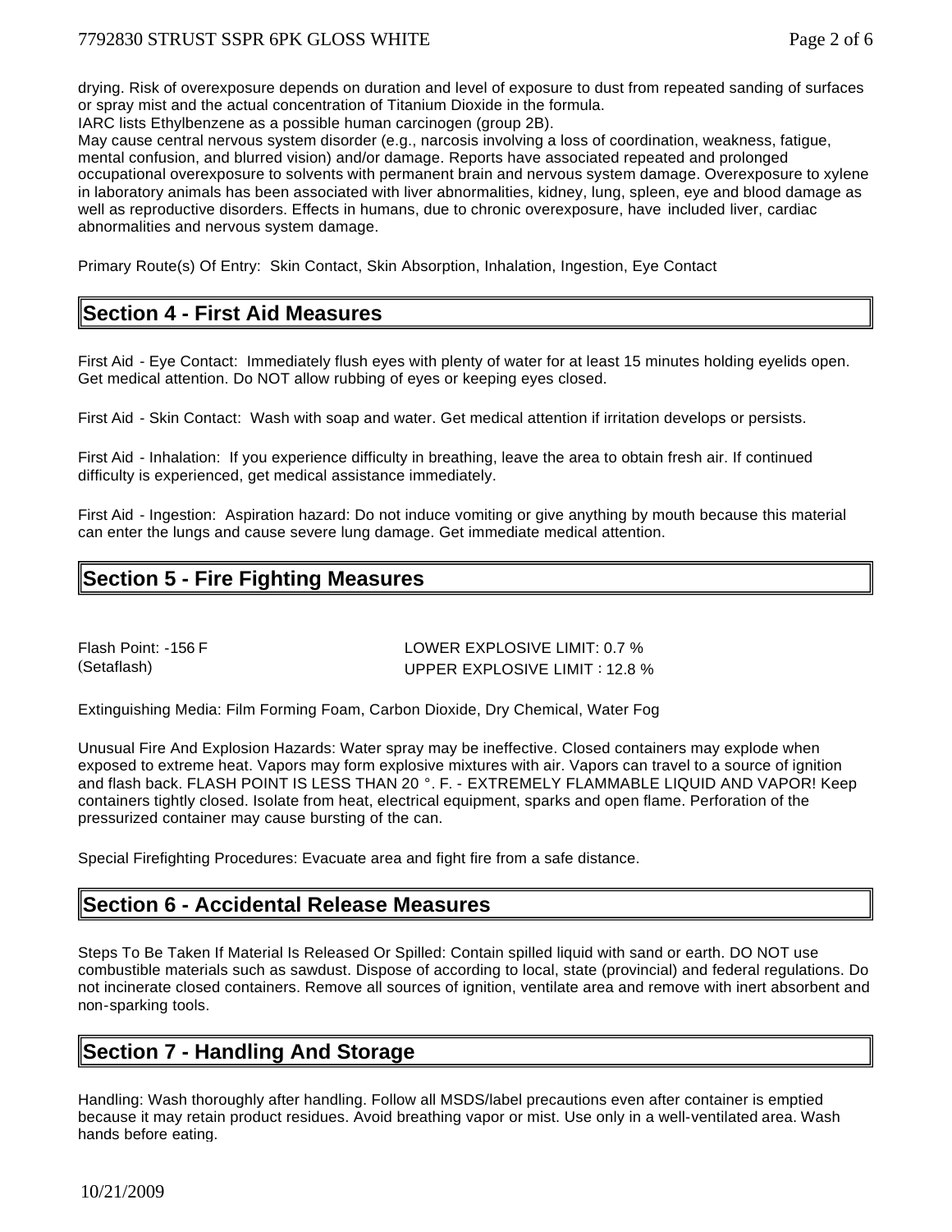drying. Risk of overexposure depends on duration and level of exposure to dust from repeated sanding of surfaces or spray mist and the actual concentration of Titanium Dioxide in the formula.
IARC lists Ethylbenzene as a possible human carcinogen (group 2B).
May cause central nervous system disorder (e.g., narcosis involving a loss of coordination, weakness, fatigue, mental confusion, and blurred vision) and/or damage. Reports have associated repeated and prolonged occupational overexposure to solvents with permanent brain and nervous system damage. Overexposure to xylene in laboratory animals has been associated with liver abnormalities, kidney, lung, spleen, eye and blood damage as well as reproductive disorders. Effects in humans, due to chronic overexposure, have included liver, cardiac abnormalities and nervous system damage.

Primary Route(s) Of Entry: Skin Contact, Skin Absorption, Inhalation, Ingestion, Eye Contact

## Section 4 - First Aid Measures

First Aid - Eye Contact: Immediately flush eyes with plenty of water for at least 15 minutes holding eyelids open. Get medical attention. Do NOT allow rubbing of eyes or keeping eyes closed.

First Aid - Skin Contact: Wash with soap and water. Get medical attention if irritation develops or persists.

First Aid - Inhalation: If you experience difficulty in breathing, leave the area to obtain fresh air. If continued difficulty is experienced, get medical assistance immediately.

First Aid - Ingestion: Aspiration hazard: Do not induce vomiting or give anything by mouth because this material can enter the lungs and cause severe lung damage. Get immediate medical attention.

## Section 5 - Fire Fighting Measures

Flash Point: -156 F (Setaflash)

LOWER EXPLOSIVE LIMIT: 0.7 %
UPPER EXPLOSIVE LIMIT : 12.8 %

Extinguishing Media: Film Forming Foam, Carbon Dioxide, Dry Chemical, Water Fog

Unusual Fire And Explosion Hazards: Water spray may be ineffective. Closed containers may explode when exposed to extreme heat. Vapors may form explosive mixtures with air. Vapors can travel to a source of ignition and flash back. FLASH POINT IS LESS THAN 20 °. F. - EXTREMELY FLAMMABLE LIQUID AND VAPOR! Keep containers tightly closed. Isolate from heat, electrical equipment, sparks and open flame. Perforation of the pressurized container may cause bursting of the can.

Special Firefighting Procedures: Evacuate area and fight fire from a safe distance.

## Section 6 - Accidental Release Measures

Steps To Be Taken If Material Is Released Or Spilled: Contain spilled liquid with sand or earth. DO NOT use combustible materials such as sawdust. Dispose of according to local, state (provincial) and federal regulations. Do not incinerate closed containers. Remove all sources of ignition, ventilate area and remove with inert absorbent and non-sparking tools.

## Section 7 - Handling And Storage

Handling: Wash thoroughly after handling. Follow all MSDS/label precautions even after container is emptied because it may retain product residues. Avoid breathing vapor or mist. Use only in a well-ventilated area. Wash hands before eating.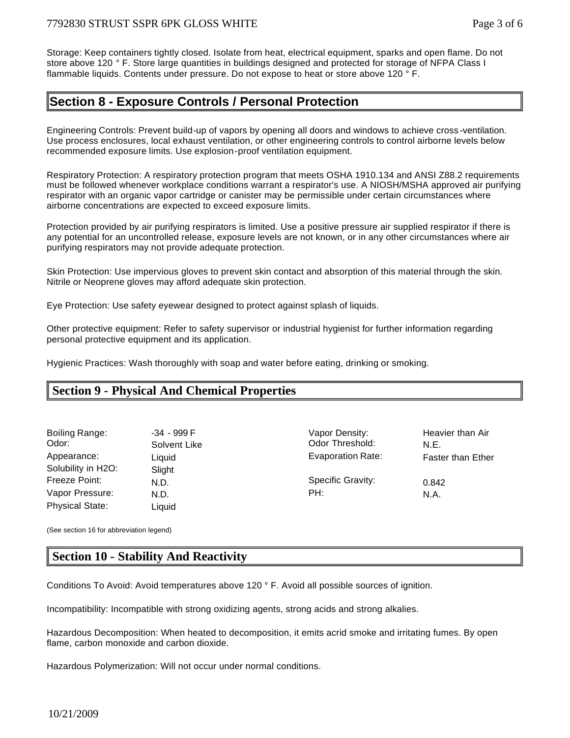Storage: Keep containers tightly closed. Isolate from heat, electrical equipment, sparks and open flame. Do not store above 120 ° F. Store large quantities in buildings designed and protected for storage of NFPA Class I flammable liquids. Contents under pressure. Do not expose to heat or store above 120 ° F.

## Section 8 - Exposure Controls / Personal Protection

Engineering Controls: Prevent build-up of vapors by opening all doors and windows to achieve cross-ventilation. Use process enclosures, local exhaust ventilation, or other engineering controls to control airborne levels below recommended exposure limits. Use explosion-proof ventilation equipment.

Respiratory Protection: A respiratory protection program that meets OSHA 1910.134 and ANSI Z88.2 requirements must be followed whenever workplace conditions warrant a respirator's use. A NIOSH/MSHA approved air purifying respirator with an organic vapor cartridge or canister may be permissible under certain circumstances where airborne concentrations are expected to exceed exposure limits.

Protection provided by air purifying respirators is limited. Use a positive pressure air supplied respirator if there is any potential for an uncontrolled release, exposure levels are not known, or in any other circumstances where air purifying respirators may not provide adequate protection.

Skin Protection: Use impervious gloves to prevent skin contact and absorption of this material through the skin. Nitrile or Neoprene gloves may afford adequate skin protection.

Eye Protection: Use safety eyewear designed to protect against splash of liquids.

Other protective equipment: Refer to safety supervisor or industrial hygienist for further information regarding personal protective equipment and its application.

Hygienic Practices: Wash thoroughly with soap and water before eating, drinking or smoking.

## Section 9 - Physical And Chemical Properties

| | | | |
|---|---|---|---|
| Boiling Range: | -34 - 999 F | Vapor Density: | Heavier than Air |
| Odor: | Solvent Like | Odor Threshold: | N.E. |
| Appearance: | Liquid | Evaporation Rate: | Faster than Ether |
| Solubility in H2O: | Slight | | |
| Freeze Point: | N.D. | Specific Gravity: | 0.842 |
| Vapor Pressure: | N.D. | PH: | N.A. |
| Physical State: | Liquid | | |

(See section 16 for abbreviation legend)

## Section 10 - Stability And Reactivity

Conditions To Avoid: Avoid temperatures above 120 ° F. Avoid all possible sources of ignition.

Incompatibility: Incompatible with strong oxidizing agents, strong acids and strong alkalies.

Hazardous Decomposition: When heated to decomposition, it emits acrid smoke and irritating fumes. By open flame, carbon monoxide and carbon dioxide.

Hazardous Polymerization: Will not occur under normal conditions.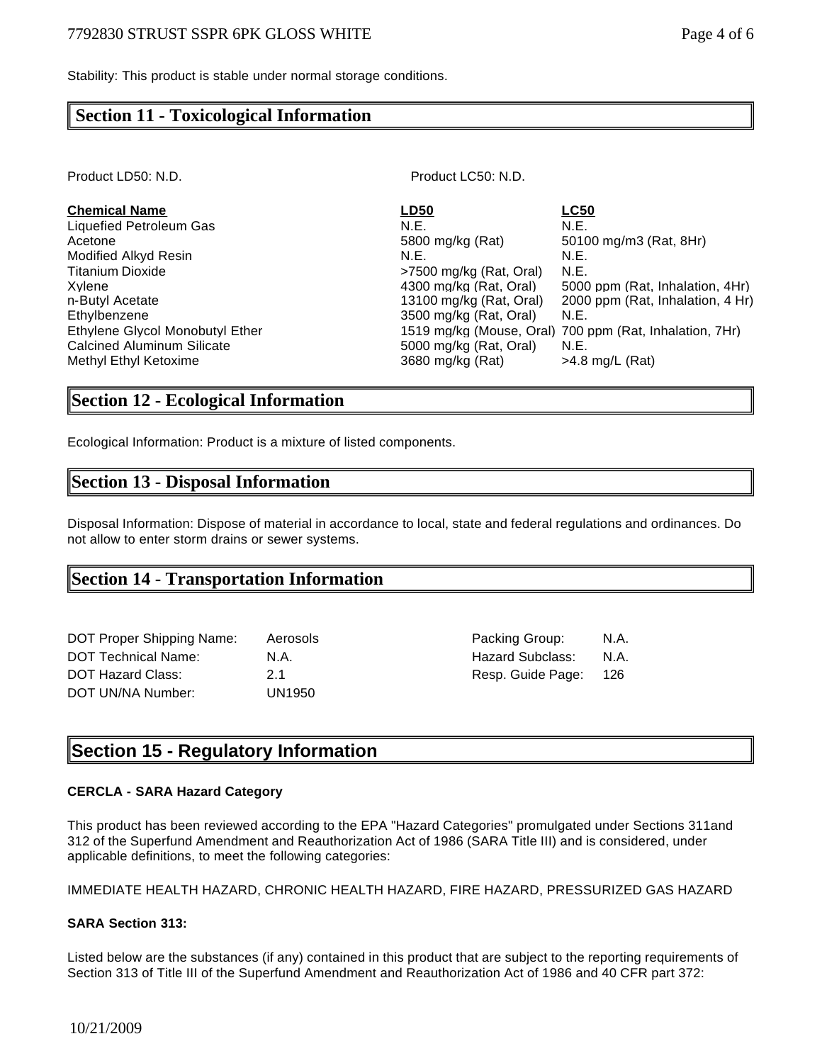Stability: This product is stable under normal storage conditions.

## Section 11 - Toxicological Information

Product LD50: N.D. Product LC50: N.D.

| Chemical Name | LD50 | LC50 |
|---|---|---|
| Liquefied Petroleum Gas | N.E. | N.E. |
| Acetone | 5800 mg/kg (Rat) | 50100 mg/m3 (Rat, 8Hr) |
| Modified Alkyd Resin | N.E. | N.E. |
| Titanium Dioxide | >7500 mg/kg (Rat, Oral) | N.E. |
| Xylene | 4300 mg/kg (Rat, Oral) | 5000 ppm (Rat, Inhalation, 4Hr) |
| n-Butyl Acetate | 13100 mg/kg (Rat, Oral) | 2000 ppm (Rat, Inhalation, 4 Hr) |
| Ethylbenzene | 3500 mg/kg (Rat, Oral) | N.E. |
| Ethylene Glycol Monobutyl Ether | 1519 mg/kg (Mouse, Oral) | 700 ppm (Rat, Inhalation, 7Hr) |
| Calcined Aluminum Silicate | 5000 mg/kg (Rat, Oral) | N.E. |
| Methyl Ethyl Ketoxime | 3680 mg/kg (Rat) | >4.8 mg/L (Rat) |

## Section 12 - Ecological Information

Ecological Information: Product is a mixture of listed components.

## Section 13 - Disposal Information

Disposal Information: Dispose of material in accordance to local, state and federal regulations and ordinances. Do not allow to enter storm drains or sewer systems.

## Section 14 - Transportation Information

| | | | |
|---|---|---|---|
| DOT Proper Shipping Name: | Aerosols | Packing Group: | N.A. |
| DOT Technical Name: | N.A. | Hazard Subclass: | N.A. |
| DOT Hazard Class: | 2.1 | Resp. Guide Page: | 126 |
| DOT UN/NA Number: | UN1950 | | |

## Section 15 - Regulatory Information

**CERCLA - SARA Hazard Category**

This product has been reviewed according to the EPA "Hazard Categories" promulgated under Sections 311and 312 of the Superfund Amendment and Reauthorization Act of 1986 (SARA Title III) and is considered, under applicable definitions, to meet the following categories:

IMMEDIATE HEALTH HAZARD, CHRONIC HEALTH HAZARD, FIRE HAZARD, PRESSURIZED GAS HAZARD

**SARA Section 313:**

Listed below are the substances (if any) contained in this product that are subject to the reporting requirements of Section 313 of Title III of the Superfund Amendment and Reauthorization Act of 1986 and 40 CFR part 372: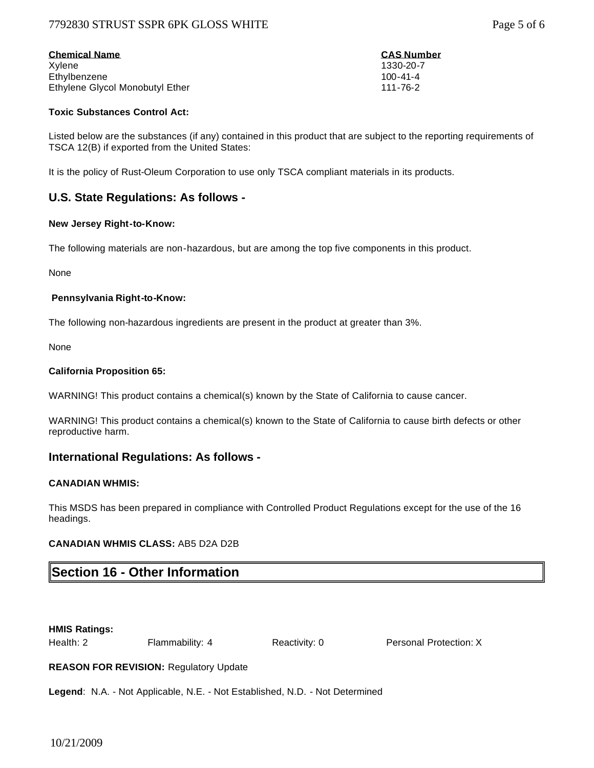| **Chemical Name** | **CAS Number** |
| --- | --- |
| Xylene | 1330-20-7 |
| Ethylbenzene | 100-41-4 |
| Ethylene Glycol Monobutyl Ether | 111-76-2 |

**Toxic Substances Control Act:**

Listed below are the substances (if any) contained in this product that are subject to the reporting requirements of TSCA 12(B) if exported from the United States:

It is the policy of Rust-Oleum Corporation to use only TSCA compliant materials in its products.

## U.S. State Regulations: As follows -

**New Jersey Right-to-Know:**

The following materials are non-hazardous, but are among the top five components in this product.

None

**Pennsylvania Right-to-Know:**

The following non-hazardous ingredients are present in the product at greater than 3%.

None

**California Proposition 65:**

WARNING! This product contains a chemical(s) known by the State of California to cause cancer.

WARNING! This product contains a chemical(s) known to the State of California to cause birth defects or other reproductive harm.

## International Regulations: As follows -

**CANADIAN WHMIS:**

This MSDS has been prepared in compliance with Controlled Product Regulations except for the use of the 16 headings.

**CANADIAN WHMIS CLASS:** AB5 D2A D2B

## Section 16 - Other Information

**HMIS Ratings:**

| Health: 2 | Flammability: 4 | Reactivity: 0 | Personal Protection: X |
| --- | --- | --- | --- |

**REASON FOR REVISION:** Regulatory Update

**Legend**: N.A. - Not Applicable, N.E. - Not Established, N.D. - Not Determined

10/21/2009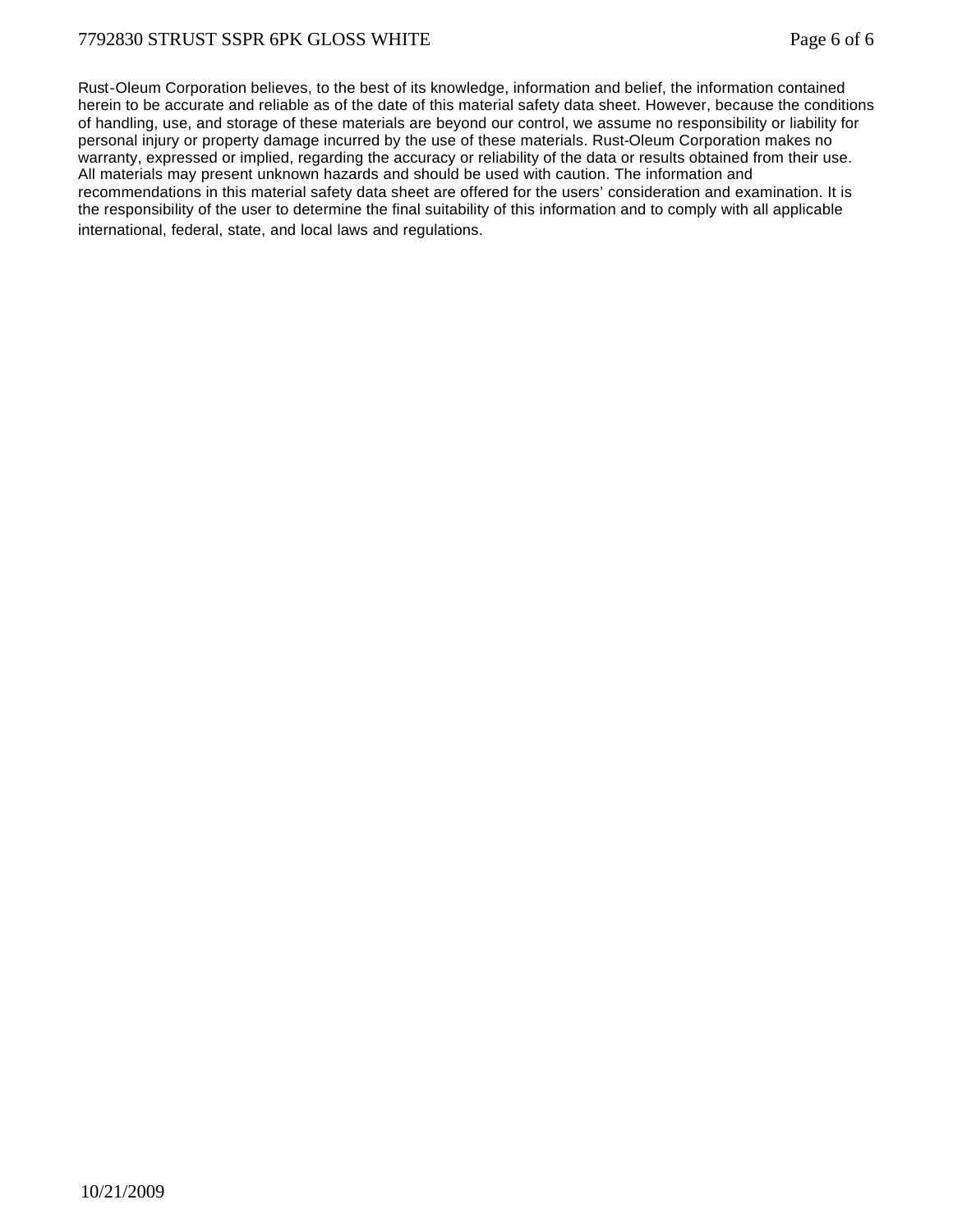Rust-Oleum Corporation believes, to the best of its knowledge, information and belief, the information contained herein to be accurate and reliable as of the date of this material safety data sheet. However, because the conditions of handling, use, and storage of these materials are beyond our control, we assume no responsibility or liability for personal injury or property damage incurred by the use of these materials. Rust-Oleum Corporation makes no warranty, expressed or implied, regarding the accuracy or reliability of the data or results obtained from their use. All materials may present unknown hazards and should be used with caution. The information and recommendations in this material safety data sheet are offered for the users' consideration and examination. It is the responsibility of the user to determine the final suitability of this information and to comply with all applicable international, federal, state, and local laws and regulations.